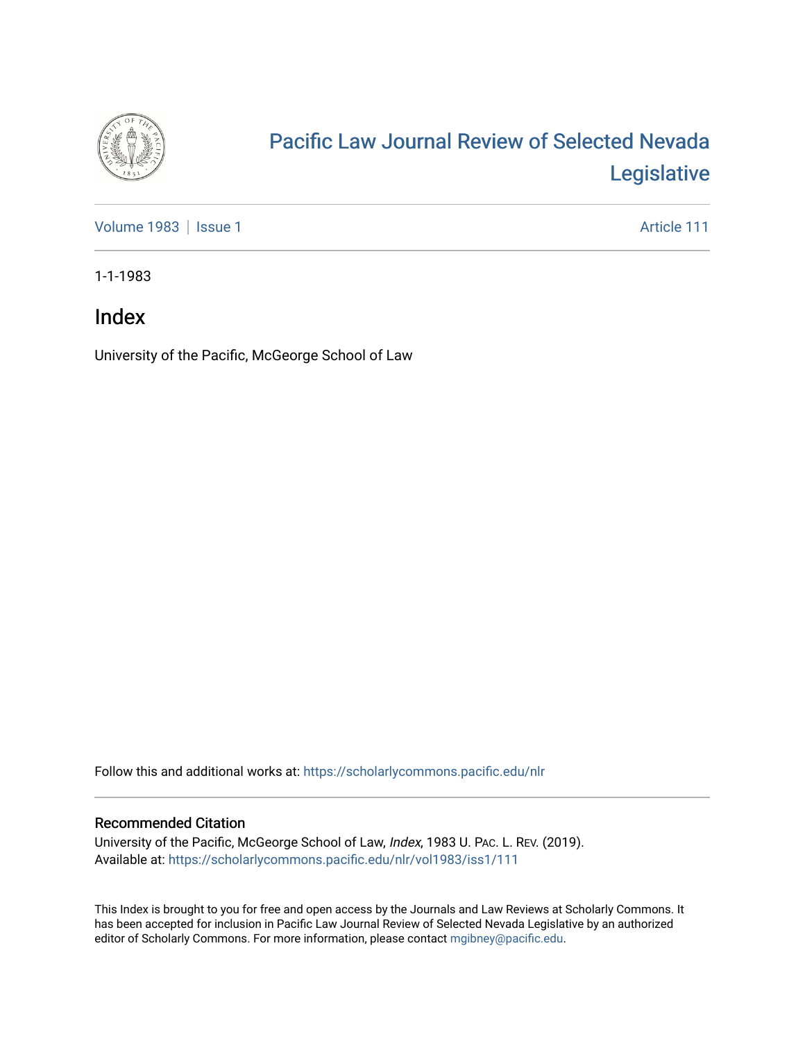# Pacific Law Journal Review of Selected Nevada Legislative

Volume 1983 | Issue 1 — Article 111

1-1-1983

## Index

University of the Pacific, McGeorge School of Law

Follow this and additional works at: https://scholarlycommons.pacific.edu/nlr

### Recommended Citation

University of the Pacific, McGeorge School of Law, *Index*, 1983 U. PAC. L. REV. (2019).
Available at: https://scholarlycommons.pacific.edu/nlr/vol1983/iss1/111

This Index is brought to you for free and open access by the Journals and Law Reviews at Scholarly Commons. It has been accepted for inclusion in Pacific Law Journal Review of Selected Nevada Legislative by an authorized editor of Scholarly Commons. For more information, please contact mgibney@pacific.edu.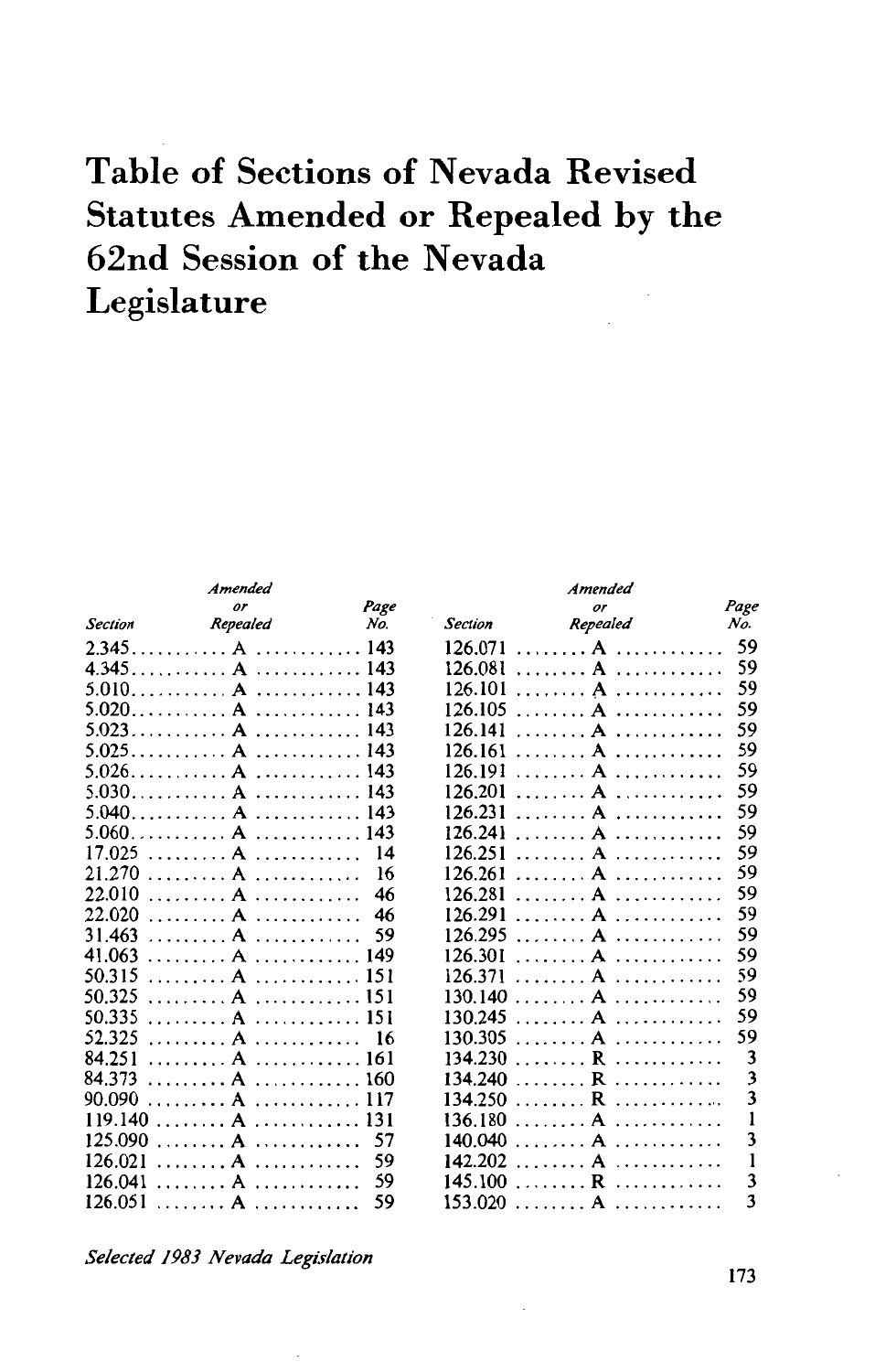# Table of Sections of Nevada Revised Statutes Amended or Repealed by the 62nd Session of the Nevada Legislature

| *Section* | *Amended or Repealed* | *Page No.* |
|---|---|---|
| 2.345 | A | 143 |
| 4.345 | A | 143 |
| 5.010 | A | 143 |
| 5.020 | A | 143 |
| 5.023 | A | 143 |
| 5.025 | A | 143 |
| 5.026 | A | 143 |
| 5.030 | A | 143 |
| 5.040 | A | 143 |
| 5.060 | A | 143 |
| 17.025 | A | 14 |
| 21.270 | A | 16 |
| 22.010 | A | 46 |
| 22.020 | A | 46 |
| 31.463 | A | 59 |
| 41.063 | A | 149 |
| 50.315 | A | 151 |
| 50.325 | A | 151 |
| 50.335 | A | 151 |
| 52.325 | A | 16 |
| 84.251 | A | 161 |
| 84.373 | A | 160 |
| 90.090 | A | 117 |
| 119.140 | A | 131 |
| 125.090 | A | 57 |
| 126.021 | A | 59 |
| 126.041 | A | 59 |
| 126.051 | A | 59 |
| 126.071 | A | 59 |
| 126.081 | A | 59 |
| 126.101 | A | 59 |
| 126.105 | A | 59 |
| 126.141 | A | 59 |
| 126.161 | A | 59 |
| 126.191 | A | 59 |
| 126.201 | A | 59 |
| 126.231 | A | 59 |
| 126.241 | A | 59 |
| 126.251 | A | 59 |
| 126.261 | A | 59 |
| 126.281 | A | 59 |
| 126.291 | A | 59 |
| 126.295 | A | 59 |
| 126.301 | A | 59 |
| 126.371 | A | 59 |
| 130.140 | A | 59 |
| 130.245 | A | 59 |
| 130.305 | A | 59 |
| 134.230 | R | 3 |
| 134.240 | R | 3 |
| 134.250 | R | 3 |
| 136.180 | A | 1 |
| 140.040 | A | 3 |
| 142.202 | A | 1 |
| 145.100 | R | 3 |
| 153.020 | A | 3 |

*Selected 1983 Nevada Legislation*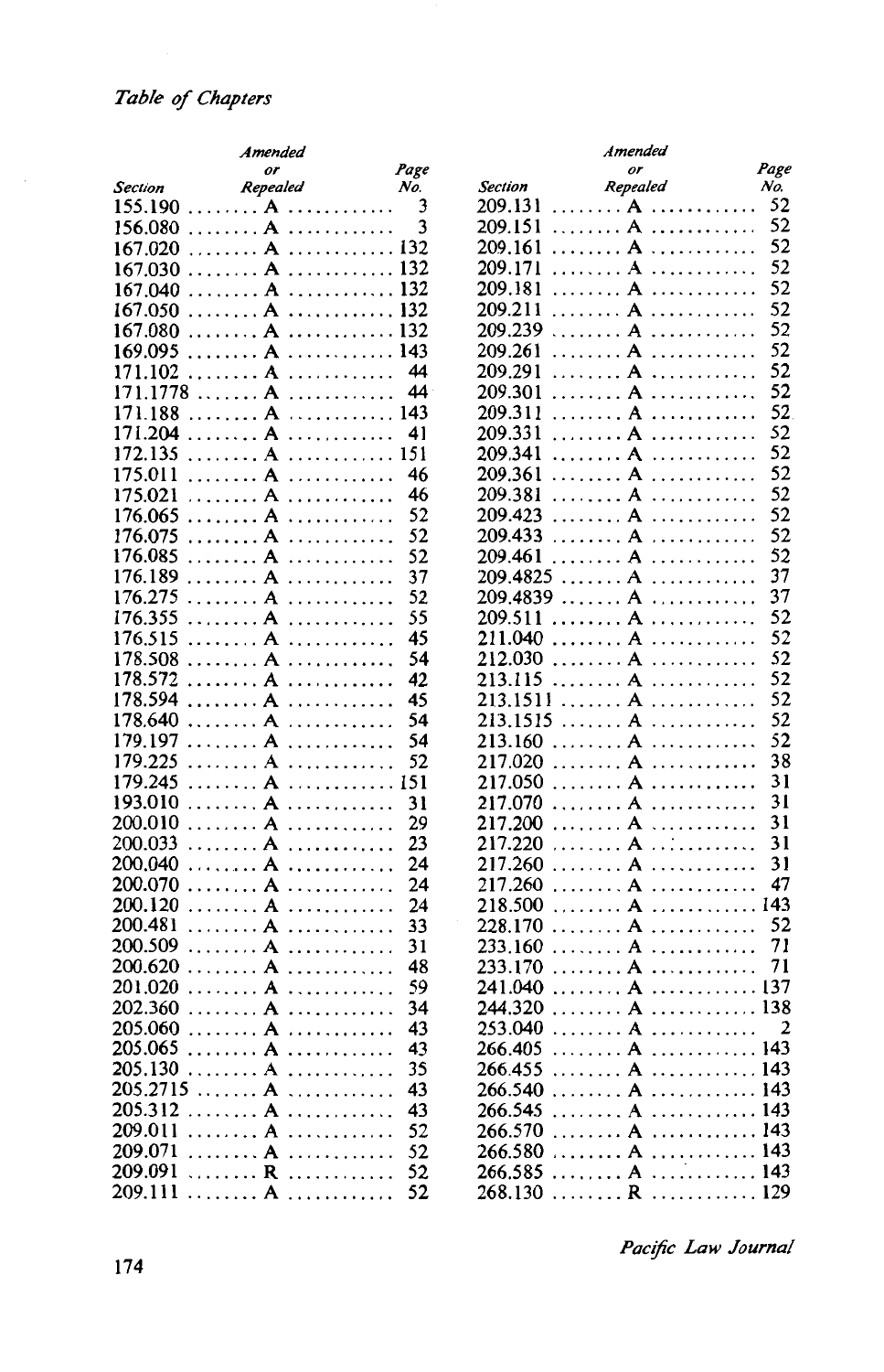*Table of Chapters*

| Section | Amended or Repealed | Page No. |
|---|---|---|
| 155.190 | A | 3 |
| 156.080 | A | 3 |
| 167.020 | A | 132 |
| 167.030 | A | 132 |
| 167.040 | A | 132 |
| 167.050 | A | 132 |
| 167.080 | A | 132 |
| 169.095 | A | 143 |
| 171.102 | A | 44 |
| 171.1778 | A | 44 |
| 171.188 | A | 143 |
| 171.204 | A | 41 |
| 172.135 | A | 151 |
| 175.011 | A | 46 |
| 175.021 | A | 46 |
| 176.065 | A | 52 |
| 176.075 | A | 52 |
| 176.085 | A | 52 |
| 176.189 | A | 37 |
| 176.275 | A | 52 |
| 176.355 | A | 55 |
| 176.515 | A | 45 |
| 178.508 | A | 54 |
| 178.572 | A | 42 |
| 178.594 | A | 45 |
| 178.640 | A | 54 |
| 179.197 | A | 54 |
| 179.225 | A | 52 |
| 179.245 | A | 151 |
| 193.010 | A | 31 |
| 200.010 | A | 29 |
| 200.033 | A | 23 |
| 200.040 | A | 24 |
| 200.070 | A | 24 |
| 200.120 | A | 24 |
| 200.481 | A | 33 |
| 200.509 | A | 31 |
| 200.620 | A | 48 |
| 201.020 | A | 59 |
| 202.360 | A | 34 |
| 205.060 | A | 43 |
| 205.065 | A | 43 |
| 205.130 | A | 35 |
| 205.2715 | A | 43 |
| 205.312 | A | 43 |
| 209.011 | A | 52 |
| 209.071 | A | 52 |
| 209.091 | R | 52 |
| 209.111 | A | 52 |
| 209.131 | A | 52 |
| 209.151 | A | 52 |
| 209.161 | A | 52 |
| 209.171 | A | 52 |
| 209.181 | A | 52 |
| 209.211 | A | 52 |
| 209.239 | A | 52 |
| 209.261 | A | 52 |
| 209.291 | A | 52 |
| 209.301 | A | 52 |
| 209.311 | A | 52 |
| 209.331 | A | 52 |
| 209.341 | A | 52 |
| 209.361 | A | 52 |
| 209.381 | A | 52 |
| 209.423 | A | 52 |
| 209.433 | A | 52 |
| 209.461 | A | 52 |
| 209.4825 | A | 37 |
| 209.4839 | A | 37 |
| 209.511 | A | 52 |
| 211.040 | A | 52 |
| 212.030 | A | 52 |
| 213.115 | A | 52 |
| 213.1511 | A | 52 |
| 213.1515 | A | 52 |
| 213.160 | A | 52 |
| 217.020 | A | 38 |
| 217.050 | A | 31 |
| 217.070 | A | 31 |
| 217.200 | A | 31 |
| 217.220 | A | 31 |
| 217.260 | A | 31 |
| 217.260 | A | 47 |
| 218.500 | A | 143 |
| 228.170 | A | 52 |
| 233.160 | A | 71 |
| 233.170 | A | 71 |
| 241.040 | A | 137 |
| 244.320 | A | 138 |
| 253.040 | A | 2 |
| 266.405 | A | 143 |
| 266.455 | A | 143 |
| 266.540 | A | 143 |
| 266.545 | A | 143 |
| 266.570 | A | 143 |
| 266.580 | A | 143 |
| 266.585 | A | 143 |
| 268.130 | R | 129 |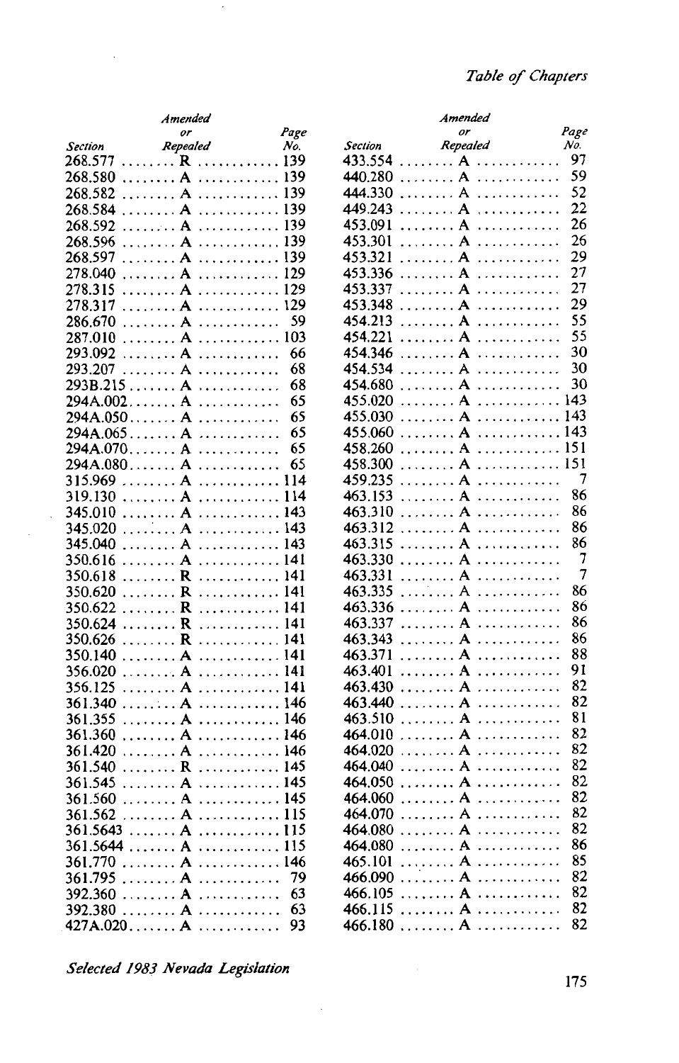| Section | Amended or Repealed | Page No. |
|---|---|---|
| 268.577 | R | 139 |
| 268.580 | A | 139 |
| 268.582 | A | 139 |
| 268.584 | A | 139 |
| 268.592 | A | 139 |
| 268.596 | A | 139 |
| 268.597 | A | 139 |
| 278.040 | A | 129 |
| 278.315 | A | 129 |
| 278.317 | A | 129 |
| 286.670 | A | 59 |
| 287.010 | A | 103 |
| 293.092 | A | 66 |
| 293.207 | A | 68 |
| 293B.215 | A | 68 |
| 294A.002 | A | 65 |
| 294A.050 | A | 65 |
| 294A.065 | A | 65 |
| 294A.070 | A | 65 |
| 294A.080 | A | 65 |
| 315.969 | A | 114 |
| 319.130 | A | 114 |
| 345.010 | A | 143 |
| 345.020 | A | 143 |
| 345.040 | A | 143 |
| 350.616 | A | 141 |
| 350.618 | R | 141 |
| 350.620 | R | 141 |
| 350.622 | R | 141 |
| 350.624 | R | 141 |
| 350.626 | R | 141 |
| 350.140 | A | 141 |
| 356.020 | A | 141 |
| 356.125 | A | 141 |
| 361.340 | A | 146 |
| 361.355 | A | 146 |
| 361.360 | A | 146 |
| 361.420 | A | 146 |
| 361.540 | R | 145 |
| 361.545 | A | 145 |
| 361.560 | A | 145 |
| 361.562 | A | 115 |
| 361.5643 | A | 115 |
| 361.5644 | A | 115 |
| 361.770 | A | 146 |
| 361.795 | A | 79 |
| 392.360 | A | 63 |
| 392.380 | A | 63 |
| 427A.020 | A | 93 |
| 433.554 | A | 97 |
| 440.280 | A | 59 |
| 444.330 | A | 52 |
| 449.243 | A | 22 |
| 453.091 | A | 26 |
| 453.301 | A | 26 |
| 453.321 | A | 29 |
| 453.336 | A | 27 |
| 453.337 | A | 27 |
| 453.348 | A | 29 |
| 454.213 | A | 55 |
| 454.221 | A | 55 |
| 454.346 | A | 30 |
| 454.534 | A | 30 |
| 454.680 | A | 30 |
| 455.020 | A | 143 |
| 455.030 | A | 143 |
| 455.060 | A | 143 |
| 458.260 | A | 151 |
| 458.300 | A | 151 |
| 459.235 | A | 7 |
| 463.153 | A | 86 |
| 463.310 | A | 86 |
| 463.312 | A | 86 |
| 463.315 | A | 86 |
| 463.330 | A | 7 |
| 463.331 | A | 7 |
| 463.335 | A | 86 |
| 463.336 | A | 86 |
| 463.337 | A | 86 |
| 463.343 | A | 86 |
| 463.371 | A | 88 |
| 463.401 | A | 91 |
| 463.430 | A | 82 |
| 463.440 | A | 82 |
| 463.510 | A | 81 |
| 464.010 | A | 82 |
| 464.020 | A | 82 |
| 464.040 | A | 82 |
| 464.050 | A | 82 |
| 464.060 | A | 82 |
| 464.070 | A | 82 |
| 464.080 | A | 82 |
| 464.080 | A | 86 |
| 465.101 | A | 85 |
| 466.090 | A | 82 |
| 466.105 | A | 82 |
| 466.115 | A | 82 |
| 466.180 | A | 82 |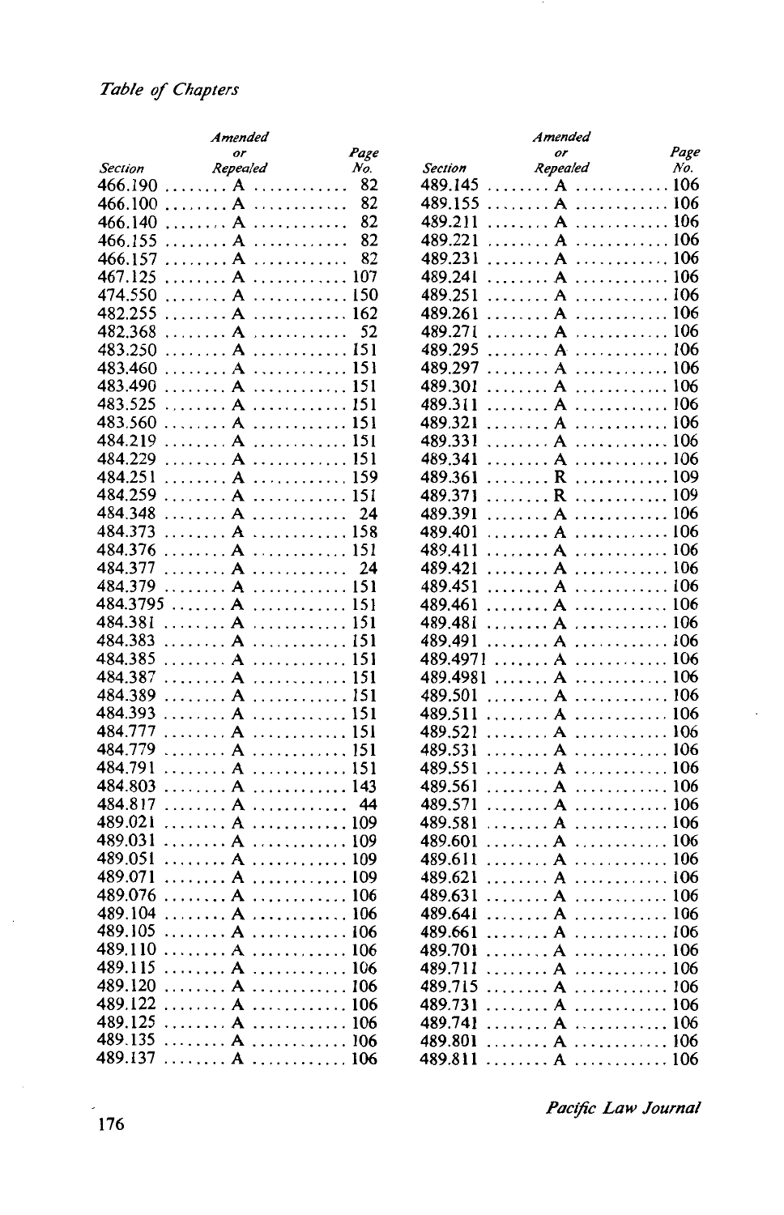*Table of Chapters*

| Section | Amended or Repealed | Page No. |
|---|---|---|
| 466.190 | A | 82 |
| 466.100 | A | 82 |
| 466.140 | A | 82 |
| 466.155 | A | 82 |
| 466.157 | A | 82 |
| 467.125 | A | 107 |
| 474.550 | A | 150 |
| 482.255 | A | 162 |
| 482.368 | A | 52 |
| 483.250 | A | 151 |
| 483.460 | A | 151 |
| 483.490 | A | 151 |
| 483.525 | A | 151 |
| 483.560 | A | 151 |
| 484.219 | A | 151 |
| 484.229 | A | 151 |
| 484.251 | A | 159 |
| 484.259 | A | 151 |
| 484.348 | A | 24 |
| 484.373 | A | 158 |
| 484.376 | A | 151 |
| 484.377 | A | 24 |
| 484.379 | A | 151 |
| 484.3795 | A | 151 |
| 484.381 | A | 151 |
| 484.383 | A | 151 |
| 484.385 | A | 151 |
| 484.387 | A | 151 |
| 484.389 | A | 151 |
| 484.393 | A | 151 |
| 484.777 | A | 151 |
| 484.779 | A | 151 |
| 484.791 | A | 151 |
| 484.803 | A | 143 |
| 484.817 | A | 44 |
| 489.021 | A | 109 |
| 489.031 | A | 109 |
| 489.051 | A | 109 |
| 489.071 | A | 109 |
| 489.076 | A | 106 |
| 489.104 | A | 106 |
| 489.105 | A | 106 |
| 489.110 | A | 106 |
| 489.115 | A | 106 |
| 489.120 | A | 106 |
| 489.122 | A | 106 |
| 489.125 | A | 106 |
| 489.135 | A | 106 |
| 489.137 | A | 106 |
| 489.145 | A | 106 |
| 489.155 | A | 106 |
| 489.211 | A | 106 |
| 489.221 | A | 106 |
| 489.231 | A | 106 |
| 489.241 | A | 106 |
| 489.251 | A | 106 |
| 489.261 | A | 106 |
| 489.271 | A | 106 |
| 489.295 | A | 106 |
| 489.297 | A | 106 |
| 489.301 | A | 106 |
| 489.311 | A | 106 |
| 489.321 | A | 106 |
| 489.331 | A | 106 |
| 489.341 | A | 106 |
| 489.361 | R | 109 |
| 489.371 | R | 109 |
| 489.391 | A | 106 |
| 489.401 | A | 106 |
| 489.411 | A | 106 |
| 489.421 | A | 106 |
| 489.451 | A | 106 |
| 489.461 | A | 106 |
| 489.481 | A | 106 |
| 489.491 | A | 106 |
| 489.4971 | A | 106 |
| 489.4981 | A | 106 |
| 489.501 | A | 106 |
| 489.511 | A | 106 |
| 489.521 | A | 106 |
| 489.531 | A | 106 |
| 489.551 | A | 106 |
| 489.561 | A | 106 |
| 489.571 | A | 106 |
| 489.581 | A | 106 |
| 489.601 | A | 106 |
| 489.611 | A | 106 |
| 489.621 | A | 106 |
| 489.631 | A | 106 |
| 489.641 | A | 106 |
| 489.661 | A | 106 |
| 489.701 | A | 106 |
| 489.711 | A | 106 |
| 489.715 | A | 106 |
| 489.731 | A | 106 |
| 489.741 | A | 106 |
| 489.801 | A | 106 |
| 489.811 | A | 106 |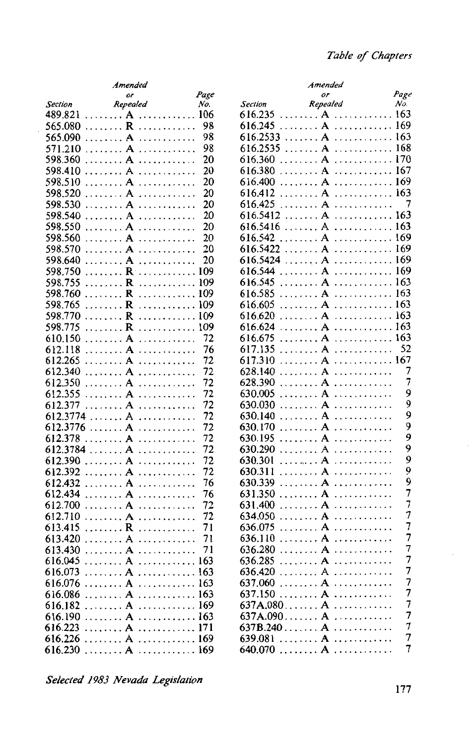| Section | Amended or Repealed | Page No. |
|---|---|---|
| 489.821 | A | 106 |
| 565.080 | R | 98 |
| 565.090 | A | 98 |
| 571.210 | A | 98 |
| 598.360 | A | 20 |
| 598.410 | A | 20 |
| 598.510 | A | 20 |
| 598.520 | A | 20 |
| 598.530 | A | 20 |
| 598.540 | A | 20 |
| 598.550 | A | 20 |
| 598.560 | A | 20 |
| 598.570 | A | 20 |
| 598.640 | A | 20 |
| 598.750 | R | 109 |
| 598.755 | R | 109 |
| 598.760 | R | 109 |
| 598.765 | R | 109 |
| 598.770 | R | 109 |
| 598.775 | R | 109 |
| 610.150 | A | 72 |
| 612.118 | A | 76 |
| 612.265 | A | 72 |
| 612.340 | A | 72 |
| 612.350 | A | 72 |
| 612.355 | A | 72 |
| 612.377 | A | 72 |
| 612.3774 | A | 72 |
| 612.3776 | A | 72 |
| 612.378 | A | 72 |
| 612.3784 | A | 72 |
| 612.390 | A | 72 |
| 612.392 | A | 72 |
| 612.432 | A | 76 |
| 612.434 | A | 76 |
| 612.700 | A | 72 |
| 612.710 | A | 72 |
| 613.415 | R | 71 |
| 613.420 | A | 71 |
| 613.430 | A | 71 |
| 616.045 | A | 163 |
| 616.073 | A | 163 |
| 616.076 | A | 163 |
| 616.086 | A | 163 |
| 616.182 | A | 169 |
| 616.190 | A | 163 |
| 616.223 | A | 171 |
| 616.226 | A | 169 |
| 616.230 | A | 169 |
| 616.235 | A | 163 |
| 616.245 | A | 169 |
| 616.2533 | A | 163 |
| 616.2535 | A | 168 |
| 616.360 | A | 170 |
| 616.380 | A | 167 |
| 616.400 | A | 169 |
| 616.412 | A | 163 |
| 616.425 | A | 7 |
| 616.5412 | A | 163 |
| 616.5416 | A | 163 |
| 616.542 | A | 169 |
| 616.5422 | A | 169 |
| 616.5424 | A | 169 |
| 616.544 | A | 169 |
| 616.545 | A | 163 |
| 616.585 | A | 163 |
| 616.605 | A | 163 |
| 616.620 | A | 163 |
| 616.624 | A | 163 |
| 616.675 | A | 163 |
| 617.135 | A | 52 |
| 617.310 | A | 167 |
| 628.140 | A | 7 |
| 628.390 | A | 7 |
| 630.005 | A | 9 |
| 630.030 | A | 9 |
| 630.140 | A | 9 |
| 630.170 | A | 9 |
| 630.195 | A | 9 |
| 630.290 | A | 9 |
| 630.301 | A | 9 |
| 630.311 | A | 9 |
| 630.339 | A | 9 |
| 631.350 | A | 7 |
| 631.400 | A | 7 |
| 634.050 | A | 7 |
| 636.075 | A | 7 |
| 636.110 | A | 7 |
| 636.280 | A | 7 |
| 636.285 | A | 7 |
| 636.420 | A | 7 |
| 637.060 | A | 7 |
| 637.150 | A | 7 |
| 637A.080 | A | 7 |
| 637A.090 | A | 7 |
| 637B.240 | A | 7 |
| 639.081 | A | 7 |
| 640.070 | A | 7 |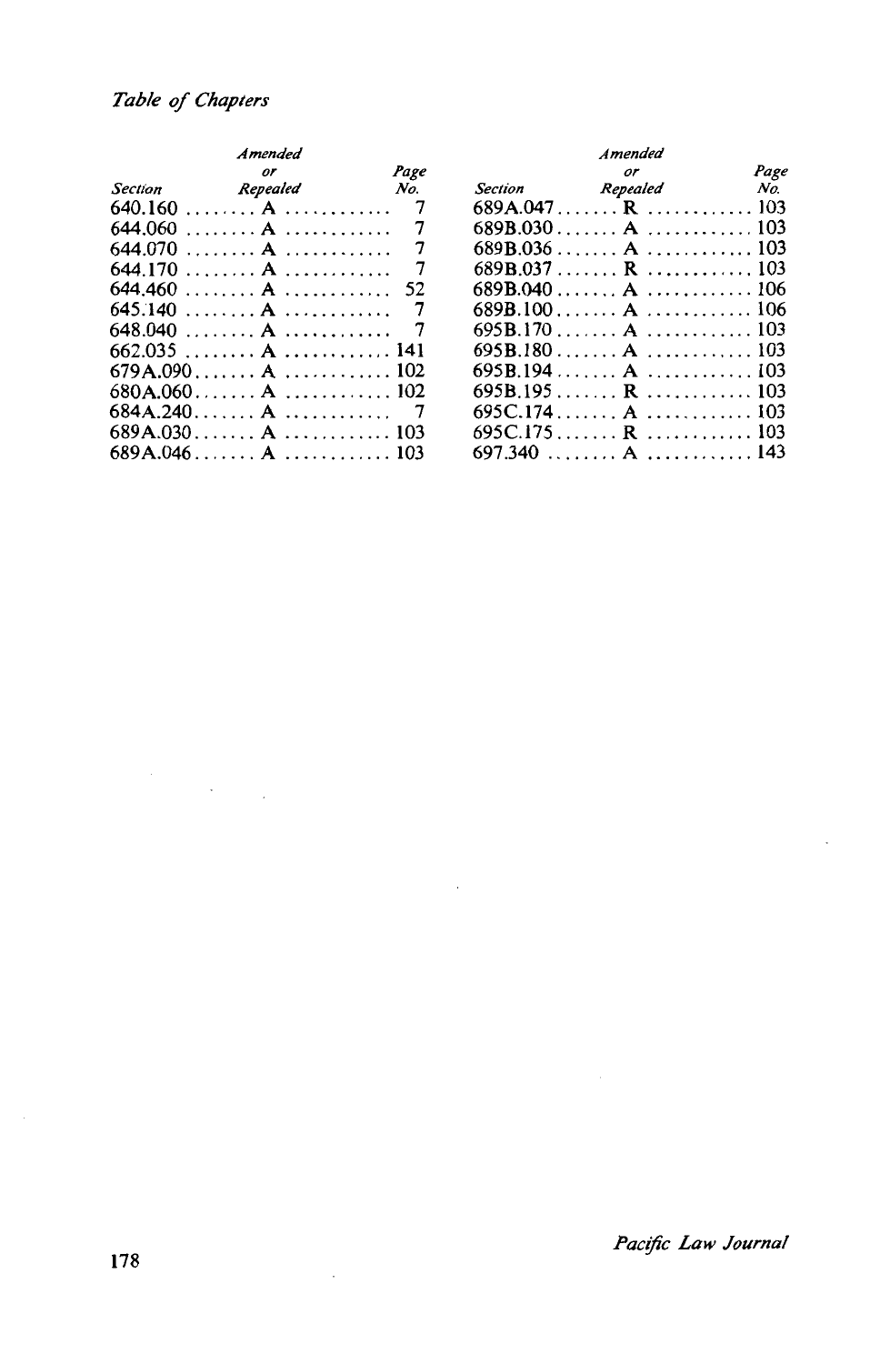*Table of Chapters*

| Section | Amended or Repealed | Page No. |
|---|---|---|
| 640.160 | A | 7 |
| 644.060 | A | 7 |
| 644.070 | A | 7 |
| 644.170 | A | 7 |
| 644.460 | A | 52 |
| 645.140 | A | 7 |
| 648.040 | A | 7 |
| 662.035 | A | 141 |
| 679A.090 | A | 102 |
| 680A.060 | A | 102 |
| 684A.240 | A | 7 |
| 689A.030 | A | 103 |
| 689A.046 | A | 103 |
| 689A.047 | R | 103 |
| 689B.030 | A | 103 |
| 689B.036 | A | 103 |
| 689B.037 | R | 103 |
| 689B.040 | A | 106 |
| 689B.100 | A | 106 |
| 695B.170 | A | 103 |
| 695B.180 | A | 103 |
| 695B.194 | A | 103 |
| 695B.195 | R | 103 |
| 695C.174 | A | 103 |
| 695C.175 | R | 103 |
| 697.340 | A | 143 |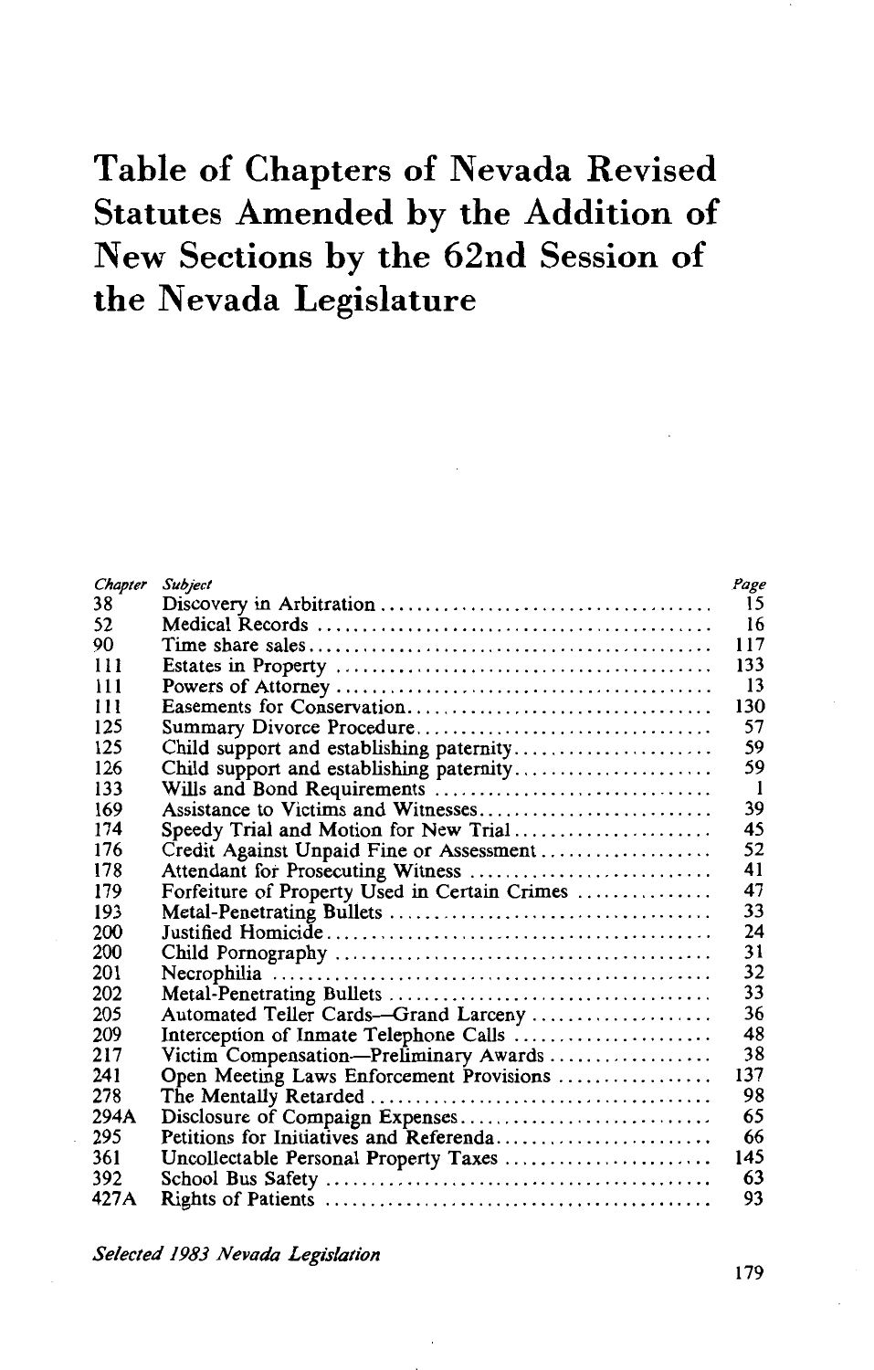# Table of Chapters of Nevada Revised Statutes Amended by the Addition of New Sections by the 62nd Session of the Nevada Legislature

| *Chapter* | *Subject* | *Page* |
|---|---|---|
| 38 | Discovery in Arbitration | 15 |
| 52 | Medical Records | 16 |
| 90 | Time share sales | 117 |
| 111 | Estates in Property | 133 |
| 111 | Powers of Attorney | 13 |
| 111 | Easements for Conservation | 130 |
| 125 | Summary Divorce Procedure | 57 |
| 125 | Child support and establishing paternity | 59 |
| 126 | Child support and establishing paternity | 59 |
| 133 | Wills and Bond Requirements | 1 |
| 169 | Assistance to Victims and Witnesses | 39 |
| 174 | Speedy Trial and Motion for New Trial | 45 |
| 176 | Credit Against Unpaid Fine or Assessment | 52 |
| 178 | Attendant for Prosecuting Witness | 41 |
| 179 | Forfeiture of Property Used in Certain Crimes | 47 |
| 193 | Metal-Penetrating Bullets | 33 |
| 200 | Justified Homicide | 24 |
| 200 | Child Pornography | 31 |
| 201 | Necrophilia | 32 |
| 202 | Metal-Penetrating Bullets | 33 |
| 205 | Automated Teller Cards—Grand Larceny | 36 |
| 209 | Interception of Inmate Telephone Calls | 48 |
| 217 | Victim Compensation—Preliminary Awards | 38 |
| 241 | Open Meeting Laws Enforcement Provisions | 137 |
| 278 | The Mentally Retarded | 98 |
| 294A | Disclosure of Compaign Expenses | 65 |
| 295 | Petitions for Initiatives and Referenda | 66 |
| 361 | Uncollectable Personal Property Taxes | 145 |
| 392 | School Bus Safety | 63 |
| 427A | Rights of Patients | 93 |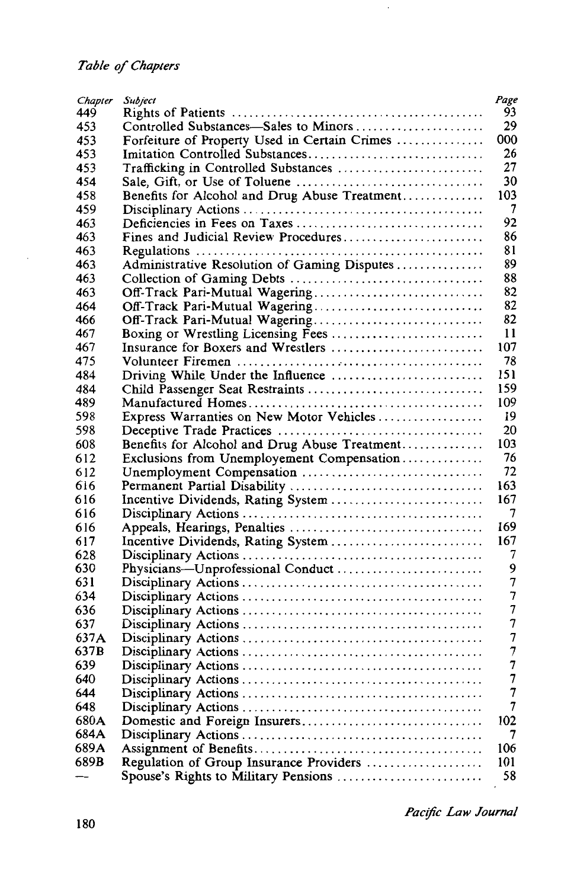*Table of Chapters*

| Chapter | Subject | Page |
|---|---|---|
| 449 | Rights of Patients | 93 |
| 453 | Controlled Substances—Sales to Minors | 29 |
| 453 | Forfeiture of Property Used in Certain Crimes | 000 |
| 453 | Imitation Controlled Substances | 26 |
| 453 | Trafficking in Controlled Substances | 27 |
| 454 | Sale, Gift, or Use of Toluene | 30 |
| 458 | Benefits for Alcohol and Drug Abuse Treatment | 103 |
| 459 | Disciplinary Actions | 7 |
| 463 | Deficiencies in Fees on Taxes | 92 |
| 463 | Fines and Judicial Review Procedures | 86 |
| 463 | Regulations | 81 |
| 463 | Administrative Resolution of Gaming Disputes | 89 |
| 463 | Collection of Gaming Debts | 88 |
| 463 | Off-Track Pari-Mutual Wagering | 82 |
| 464 | Off-Track Pari-Mutual Wagering | 82 |
| 466 | Off-Track Pari-Mutual Wagering | 82 |
| 467 | Boxing or Wrestling Licensing Fees | 11 |
| 467 | Insurance for Boxers and Wrestlers | 107 |
| 475 | Volunteer Firemen | 78 |
| 484 | Driving While Under the Influence | 151 |
| 484 | Child Passenger Seat Restraints | 159 |
| 489 | Manufactured Homes | 109 |
| 598 | Express Warranties on New Motor Vehicles | 19 |
| 598 | Deceptive Trade Practices | 20 |
| 608 | Benefits for Alcohol and Drug Abuse Treatment | 103 |
| 612 | Exclusions from Unemployement Compensation | 76 |
| 612 | Unemployment Compensation | 72 |
| 616 | Permanent Partial Disability | 163 |
| 616 | Incentive Dividends, Rating System | 167 |
| 616 | Disciplinary Actions | 7 |
| 616 | Appeals, Hearings, Penalties | 169 |
| 617 | Incentive Dividends, Rating System | 167 |
| 628 | Disciplinary Actions | 7 |
| 630 | Physicians—Unprofessional Conduct | 9 |
| 631 | Disciplinary Actions | 7 |
| 634 | Disciplinary Actions | 7 |
| 636 | Disciplinary Actions | 7 |
| 637 | Disciplinary Actions | 7 |
| 637A | Disciplinary Actions | 7 |
| 637B | Disciplinary Actions | 7 |
| 639 | Disciplinary Actions | 7 |
| 640 | Disciplinary Actions | 7 |
| 644 | Disciplinary Actions | 7 |
| 648 | Disciplinary Actions | 7 |
| 680A | Domestic and Foreign Insurers | 102 |
| 684A | Disciplinary Actions | 7 |
| 689A | Assignment of Benefits | 106 |
| 689B | Regulation of Group Insurance Providers | 101 |
| — | Spouse's Rights to Military Pensions | 58 |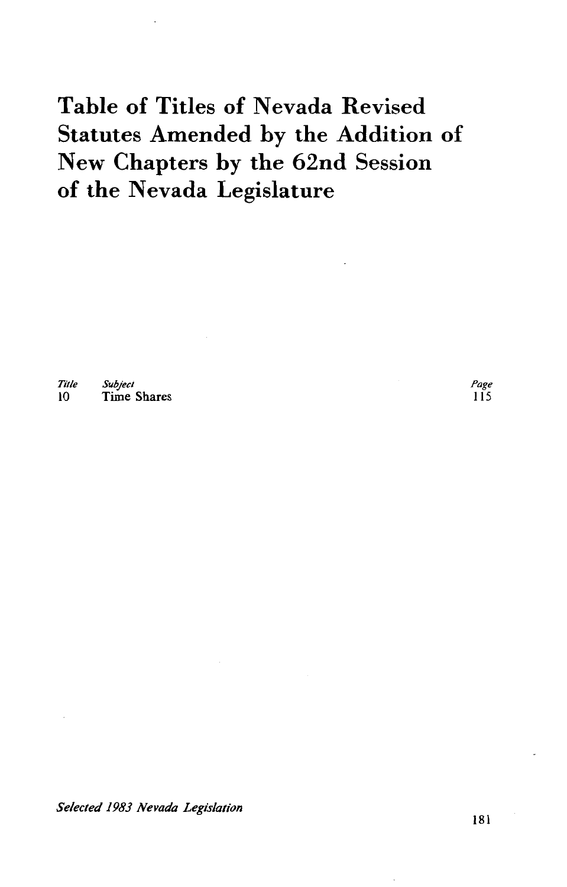# Table of Titles of Nevada Revised Statutes Amended by the Addition of New Chapters by the 62nd Session of the Nevada Legislature

| *Title* | *Subject* | *Page* |
| --- | --- | --- |
| 10 | Time Shares | 115 |